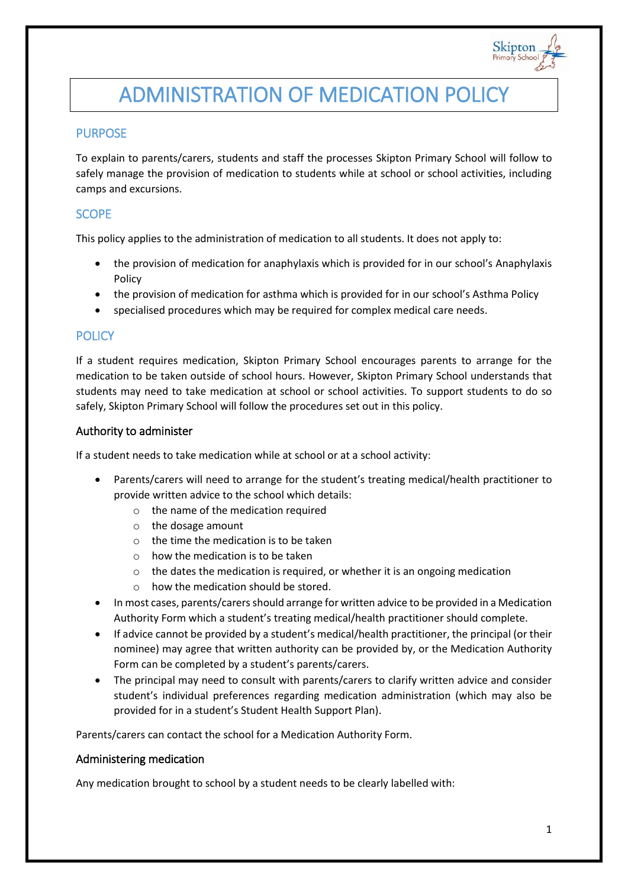# ADMINISTRATION OF MEDICATION POLICY

## PURPOSE

To explain to parents/carers, students and staff the processes Skipton Primary School will follow to safely manage the provision of medication to students while at school or school activities, including camps and excursions.

## SCOPE

This policy applies to the administration of medication to all students. It does not apply to:

- the provision of medication for anaphylaxis which is provided for in our school's Anaphylaxis Policy
- the provision of medication for asthma which is provided for in our school's Asthma Policy
- specialised procedures which may be required for complex medical care needs.

## POLICY

If a student requires medication, Skipton Primary School encourages parents to arrange for the medication to be taken outside of school hours. However, Skipton Primary School understands that students may need to take medication at school or school activities. To support students to do so safely, Skipton Primary School will follow the procedures set out in this policy.

### Authority to administer

If a student needs to take medication while at school or at a school activity:

- Parents/carers will need to arrange for the student's treating medical/health practitioner to provide written advice to the school which details:
  - the name of the medication required
  - the dosage amount
  - the time the medication is to be taken
  - how the medication is to be taken
  - the dates the medication is required, or whether it is an ongoing medication
  - how the medication should be stored.
- In most cases, parents/carers should arrange for written advice to be provided in a Medication Authority Form which a student's treating medical/health practitioner should complete.
- If advice cannot be provided by a student's medical/health practitioner, the principal (or their nominee) may agree that written authority can be provided by, or the Medication Authority Form can be completed by a student's parents/carers.
- The principal may need to consult with parents/carers to clarify written advice and consider student's individual preferences regarding medication administration (which may also be provided for in a student's Student Health Support Plan).

Parents/carers can contact the school for a Medication Authority Form.

### Administering medication

Any medication brought to school by a student needs to be clearly labelled with: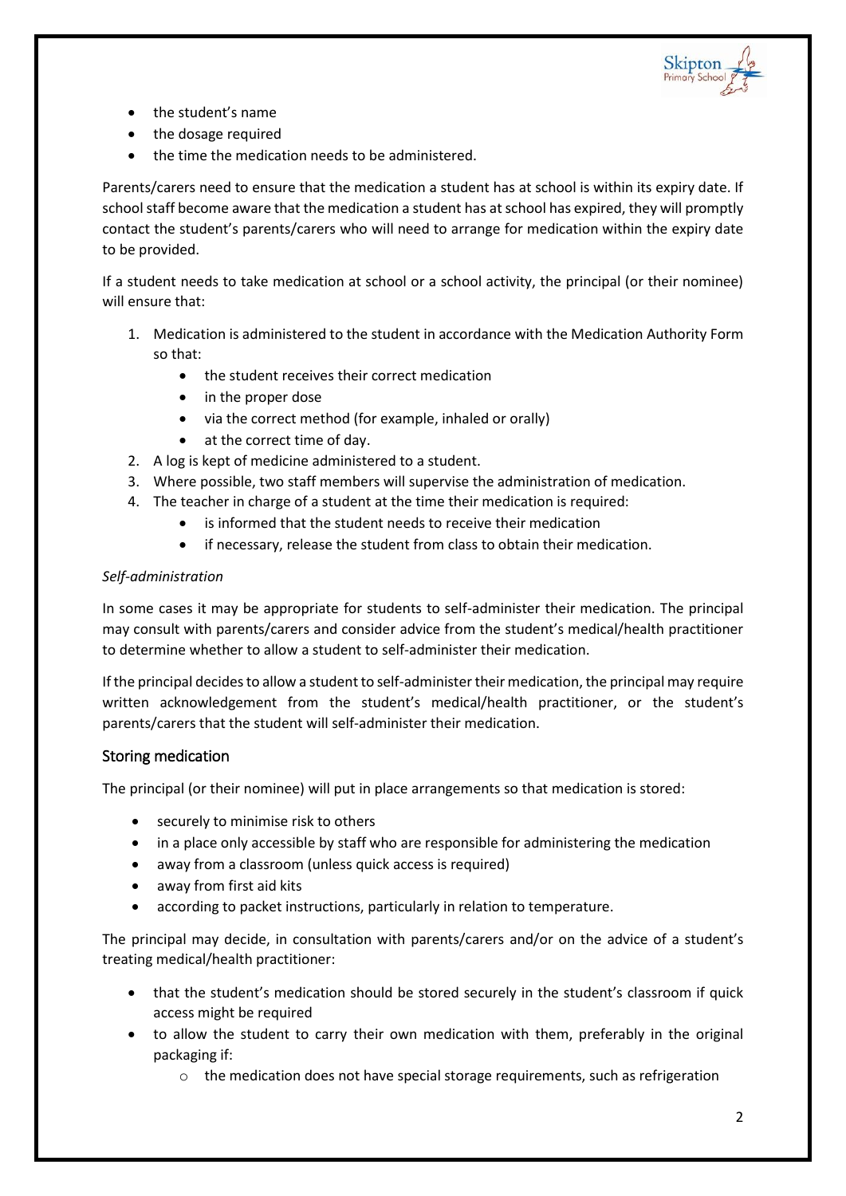- the student's name
- the dosage required
- the time the medication needs to be administered.

Parents/carers need to ensure that the medication a student has at school is within its expiry date. If school staff become aware that the medication a student has at school has expired, they will promptly contact the student's parents/carers who will need to arrange for medication within the expiry date to be provided.

If a student needs to take medication at school or a school activity, the principal (or their nominee) will ensure that:

1. Medication is administered to the student in accordance with the Medication Authority Form so that:
    - the student receives their correct medication
    - in the proper dose
    - via the correct method (for example, inhaled or orally)
    - at the correct time of day.
2. A log is kept of medicine administered to a student.
3. Where possible, two staff members will supervise the administration of medication.
4. The teacher in charge of a student at the time their medication is required:
    - is informed that the student needs to receive their medication
    - if necessary, release the student from class to obtain their medication.

*Self-administration*

In some cases it may be appropriate for students to self-administer their medication. The principal may consult with parents/carers and consider advice from the student's medical/health practitioner to determine whether to allow a student to self-administer their medication.

If the principal decides to allow a student to self-administer their medication, the principal may require written acknowledgement from the student's medical/health practitioner, or the student's parents/carers that the student will self-administer their medication.

## Storing medication

The principal (or their nominee) will put in place arrangements so that medication is stored:

- securely to minimise risk to others
- in a place only accessible by staff who are responsible for administering the medication
- away from a classroom (unless quick access is required)
- away from first aid kits
- according to packet instructions, particularly in relation to temperature.

The principal may decide, in consultation with parents/carers and/or on the advice of a student's treating medical/health practitioner:

- that the student's medication should be stored securely in the student's classroom if quick access might be required
- to allow the student to carry their own medication with them, preferably in the original packaging if:
    - the medication does not have special storage requirements, such as refrigeration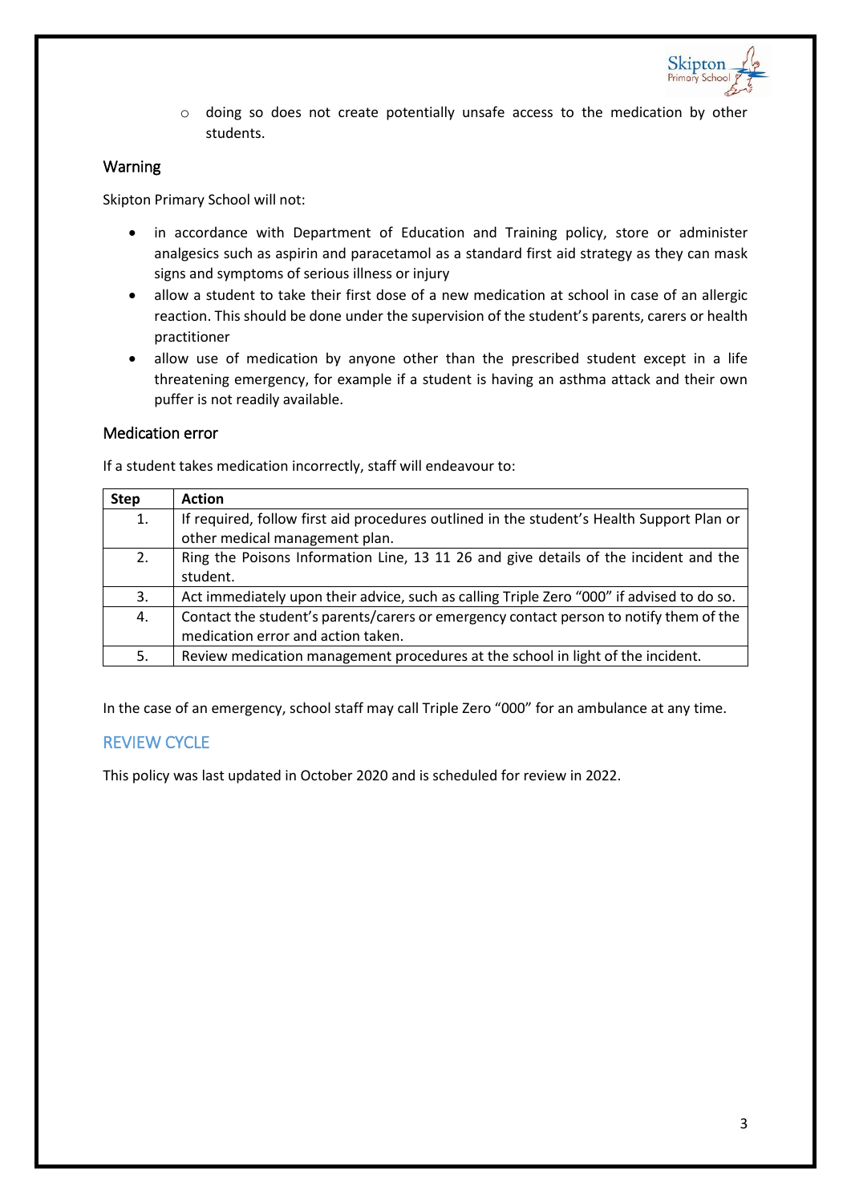- doing so does not create potentially unsafe access to the medication by other students.

### Warning

Skipton Primary School will not:

- in accordance with Department of Education and Training policy, store or administer analgesics such as aspirin and paracetamol as a standard first aid strategy as they can mask signs and symptoms of serious illness or injury
- allow a student to take their first dose of a new medication at school in case of an allergic reaction. This should be done under the supervision of the student's parents, carers or health practitioner
- allow use of medication by anyone other than the prescribed student except in a life threatening emergency, for example if a student is having an asthma attack and their own puffer is not readily available.

### Medication error

If a student takes medication incorrectly, staff will endeavour to:

| Step | Action |
|---|---|
| 1. | If required, follow first aid procedures outlined in the student's Health Support Plan or other medical management plan. |
| 2. | Ring the Poisons Information Line, 13 11 26 and give details of the incident and the student. |
| 3. | Act immediately upon their advice, such as calling Triple Zero "000" if advised to do so. |
| 4. | Contact the student's parents/carers or emergency contact person to notify them of the medication error and action taken. |
| 5. | Review medication management procedures at the school in light of the incident. |

In the case of an emergency, school staff may call Triple Zero "000" for an ambulance at any time.

## REVIEW CYCLE

This policy was last updated in October 2020 and is scheduled for review in 2022.